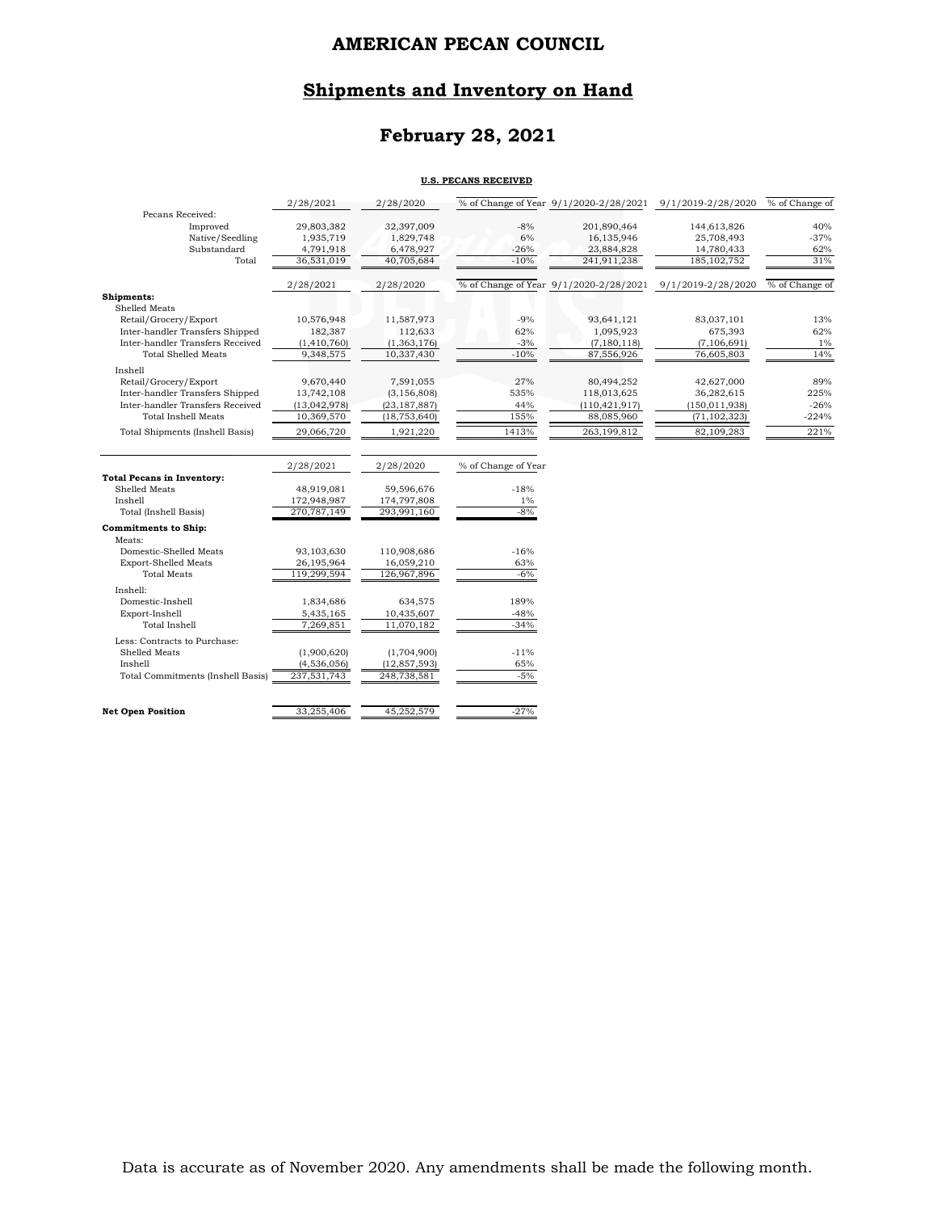# AMERICAN PECAN COUNCIL

## Shipments and Inventory on Hand

## February 28, 2021

**U.S. PECANS RECEIVED**

| | 2/28/2021 | 2/28/2020 | % of Change of Year | 9/1/2020-2/28/2021 | 9/1/2019-2/28/2020 | % of Change of |
|---|---|---|---|---|---|---|
| Pecans Received: | | | | | | |
| Improved | 29,803,382 | 32,397,009 | -8% | 201,890,464 | 144,613,826 | 40% |
| Native/Seedling | 1,935,719 | 1,829,748 | 6% | 16,135,946 | 25,708,493 | -37% |
| Substandard | 4,791,918 | 6,478,927 | -26% | 23,884,828 | 14,780,433 | 62% |
| Total | 36,531,019 | 40,705,684 | -10% | 241,911,238 | 185,102,752 | 31% |

| | 2/28/2021 | 2/28/2020 | % of Change of Year | 9/1/2020-2/28/2021 | 9/1/2019-2/28/2020 | % of Change of |
|---|---|---|---|---|---|---|
| **Shipments:** | | | | | | |
| Shelled Meats | | | | | | |
| Retail/Grocery/Export | 10,576,948 | 11,587,973 | -9% | 93,641,121 | 83,037,101 | 13% |
| Inter-handler Transfers Shipped | 182,387 | 112,633 | 62% | 1,095,923 | 675,393 | 62% |
| Inter-handler Transfers Received | (1,410,760) | (1,363,176) | -3% | (7,180,118) | (7,106,691) | 1% |
| Total Shelled Meats | 9,348,575 | 10,337,430 | -10% | 87,556,926 | 76,605,803 | 14% |
| Inshell | | | | | | |
| Retail/Grocery/Export | 9,670,440 | 7,591,055 | 27% | 80,494,252 | 42,627,000 | 89% |
| Inter-handler Transfers Shipped | 13,742,108 | (3,156,808) | 535% | 118,013,625 | 36,282,615 | 225% |
| Inter-handler Transfers Received | (13,042,978) | (23,187,887) | 44% | (110,421,917) | (150,011,938) | -26% |
| Total Inshell Meats | 10,369,570 | (18,753,640) | 155% | 88,085,960 | (71,102,323) | -224% |
| Total Shipments (Inshell Basis) | 29,066,720 | 1,921,220 | 1413% | 263,199,812 | 82,109,283 | 221% |

| | 2/28/2021 | 2/28/2020 | % of Change of Year |
|---|---|---|---|
| **Total Pecans in Inventory:** | | | |
| Shelled Meats | 48,919,081 | 59,596,676 | -18% |
| Inshell | 172,948,987 | 174,797,808 | 1% |
| Total (Inshell Basis) | 270,787,149 | 293,991,160 | -8% |
| **Commitments to Ship:** | | | |
| Meats: | | | |
| Domestic-Shelled Meats | 93,103,630 | 110,908,686 | -16% |
| Export-Shelled Meats | 26,195,964 | 16,059,210 | 63% |
| Total Meats | 119,299,594 | 126,967,896 | -6% |
| Inshell: | | | |
| Domestic-Inshell | 1,834,686 | 634,575 | 189% |
| Export-Inshell | 5,435,165 | 10,435,607 | -48% |
| Total Inshell | 7,269,851 | 11,070,182 | -34% |
| Less: Contracts to Purchase: | | | |
| Shelled Meats | (1,900,620) | (1,704,900) | -11% |
| Inshell | (4,536,056) | (12,857,593) | 65% |
| Total Commitments (Inshell Basis) | 237,531,743 | 248,738,581 | -5% |
| **Net Open Position** | 33,255,406 | 45,252,579 | -27% |

Data is accurate as of November 2020. Any amendments shall be made the following month.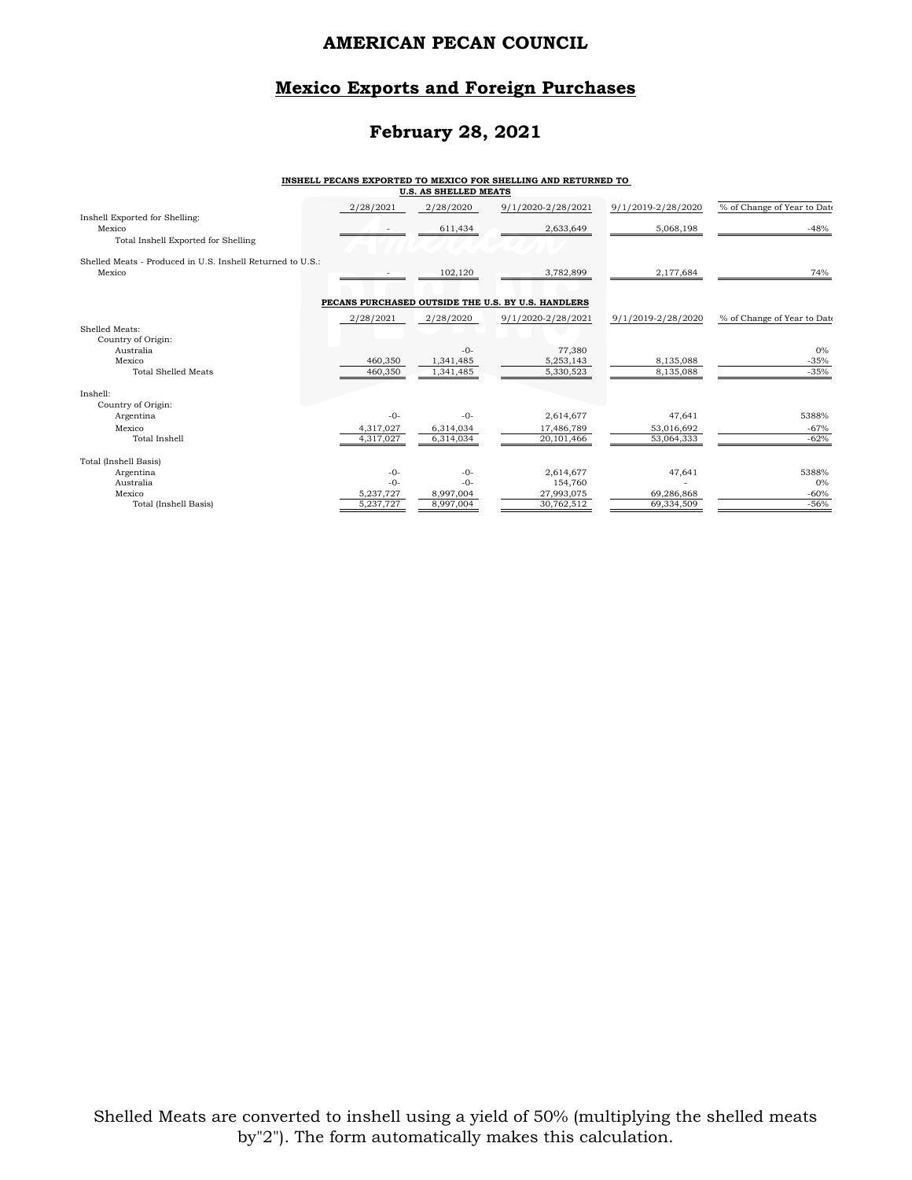# AMERICAN PECAN COUNCIL

## Mexico Exports and Foreign Purchases

## February 28, 2021

**INSHELL PECANS EXPORTED TO MEXICO FOR SHELLING AND RETURNED TO U.S. AS SHELLED MEATS**

| | 2/28/2021 | 2/28/2020 | 9/1/2020-2/28/2021 | 9/1/2019-2/28/2020 | % of Change of Year to Date |
|---|---|---|---|---|---|
| Inshell Exported for Shelling: | | | | | |
| Mexico | - | 611,434 | 2,633,649 | 5,068,198 | -48% |
| Total Inshell Exported for Shelling | | | | | |
| Shelled Meats - Produced in U.S. Inshell Returned to U.S.: | | | | | |
| Mexico | - | 102,120 | 3,782,899 | 2,177,684 | 74% |

**PECANS PURCHASED OUTSIDE THE U.S. BY U.S. HANDLERS**

| | 2/28/2021 | 2/28/2020 | 9/1/2020-2/28/2021 | 9/1/2019-2/28/2020 | % of Change of Year to Date |
|---|---|---|---|---|---|
| Shelled Meats: | | | | | |
| Country of Origin: | | | | | |
| Australia | | -0- | 77,380 | | 0% |
| Mexico | 460,350 | 1,341,485 | 5,253,143 | 8,135,088 | -35% |
| Total Shelled Meats | 460,350 | 1,341,485 | 5,330,523 | 8,135,088 | -35% |
| Inshell: | | | | | |
| Country of Origin: | | | | | |
| Argentina | -0- | -0- | 2,614,677 | 47,641 | 5388% |
| Mexico | 4,317,027 | 6,314,034 | 17,486,789 | 53,016,692 | -67% |
| Total Inshell | 4,317,027 | 6,314,034 | 20,101,466 | 53,064,333 | -62% |
| Total (Inshell Basis) | | | | | |
| Argentina | -0- | -0- | 2,614,677 | 47,641 | 5388% |
| Australia | -0- | -0- | 154,760 | - | 0% |
| Mexico | 5,237,727 | 8,997,004 | 27,993,075 | 69,286,868 | -60% |
| Total (Inshell Basis) | 5,237,727 | 8,997,004 | 30,762,512 | 69,334,509 | -56% |

Shelled Meats are converted to inshell using a yield of 50% (multiplying the shelled meats by"2"). The form automatically makes this calculation.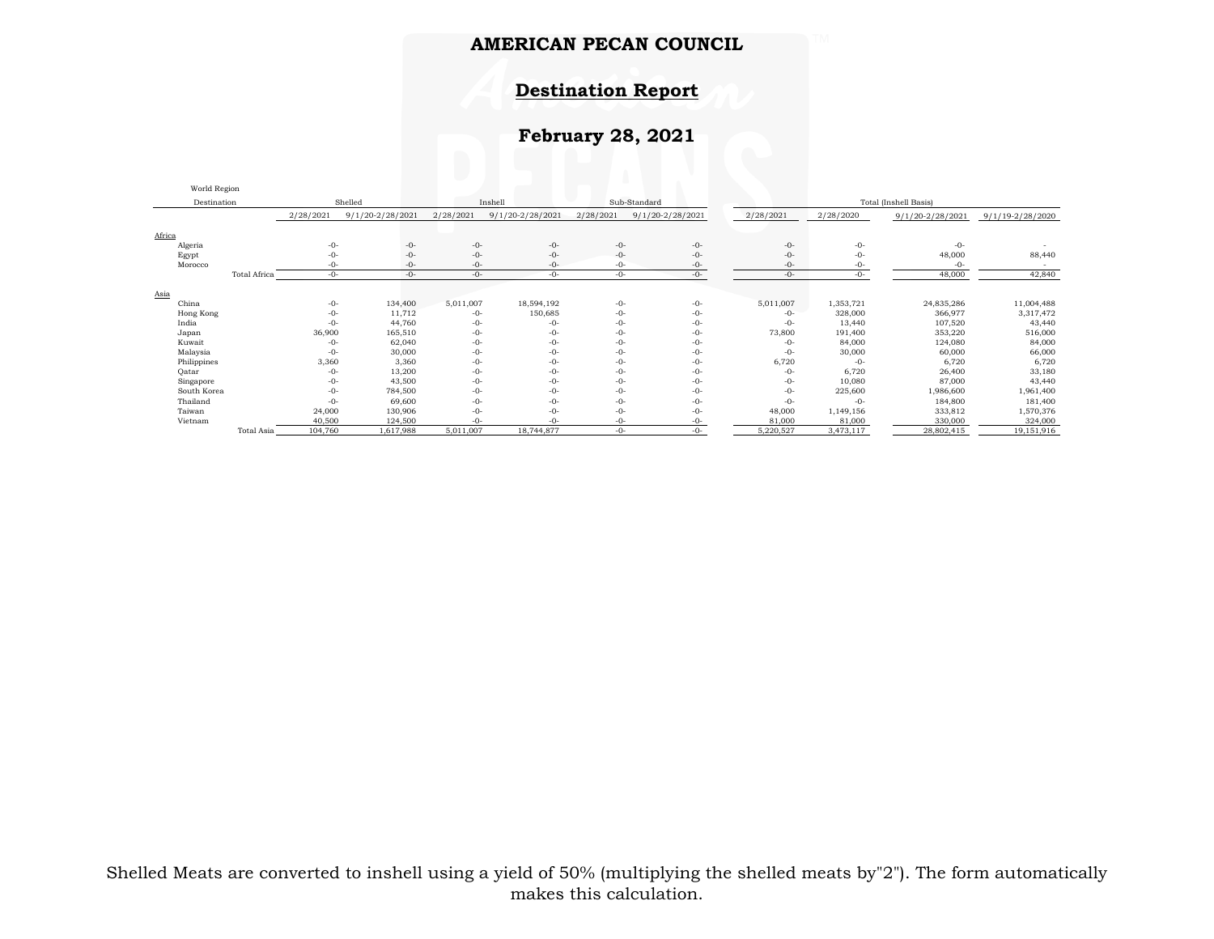# AMERICAN PECAN COUNCIL

## Destination Report

## February 28, 2021

| World Region Destination | Shelled | | Inshell | | Sub-Standard | | Total (Inshell Basis) | | | |
|---|---|---|---|---|---|---|---|---|---|---|
| | 2/28/2021 | 9/1/20-2/28/2021 | 2/28/2021 | 9/1/20-2/28/2021 | 2/28/2021 | 9/1/20-2/28/2021 | 2/28/2021 | 2/28/2020 | 9/1/20-2/28/2021 | 9/1/19-2/28/2020 |
| **Africa** | | | | | | | | | | |
| Algeria | -0- | -0- | -0- | -0- | -0- | -0- | -0- | -0- | -0- | - |
| Egypt | -0- | -0- | -0- | -0- | -0- | -0- | -0- | -0- | 48,000 | 88,440 |
| Morocco | -0- | -0- | -0- | -0- | -0- | -0- | -0- | -0- | -0- | - |
| Total Africa | -0- | -0- | -0- | -0- | -0- | -0- | -0- | -0- | 48,000 | 42,840 |
| **Asia** | | | | | | | | | | |
| China | -0- | 134,400 | 5,011,007 | 18,594,192 | -0- | -0- | 5,011,007 | 1,353,721 | 24,835,286 | 11,004,488 |
| Hong Kong | -0- | 11,712 | -0- | 150,685 | -0- | -0- | -0- | 328,000 | 366,977 | 3,317,472 |
| India | -0- | 44,760 | -0- | -0- | -0- | -0- | -0- | 13,440 | 107,520 | 43,440 |
| Japan | 36,900 | 165,510 | -0- | -0- | -0- | -0- | 73,800 | 191,400 | 353,220 | 516,000 |
| Kuwait | -0- | 62,040 | -0- | -0- | -0- | -0- | -0- | 84,000 | 124,080 | 84,000 |
| Malaysia | -0- | 30,000 | -0- | -0- | -0- | -0- | -0- | 30,000 | 60,000 | 66,000 |
| Philippines | 3,360 | 3,360 | -0- | -0- | -0- | -0- | 6,720 | -0- | 6,720 | 6,720 |
| Qatar | -0- | 13,200 | -0- | -0- | -0- | -0- | -0- | 6,720 | 26,400 | 33,180 |
| Singapore | -0- | 43,500 | -0- | -0- | -0- | -0- | -0- | 10,080 | 87,000 | 43,440 |
| South Korea | -0- | 784,500 | -0- | -0- | -0- | -0- | -0- | 225,600 | 1,986,600 | 1,961,400 |
| Thailand | -0- | 69,600 | -0- | -0- | -0- | -0- | -0- | -0- | 184,800 | 181,400 |
| Taiwan | 24,000 | 130,906 | -0- | -0- | -0- | -0- | 48,000 | 1,149,156 | 333,812 | 1,570,376 |
| Vietnam | 40,500 | 124,500 | -0- | -0- | -0- | -0- | 81,000 | 81,000 | 330,000 | 324,000 |
| Total Asia | 104,760 | 1,617,988 | 5,011,007 | 18,744,877 | -0- | -0- | 5,220,527 | 3,473,117 | 28,802,415 | 19,151,916 |

Shelled Meats are converted to inshell using a yield of 50% (multiplying the shelled meats by"2"). The form automatically makes this calculation.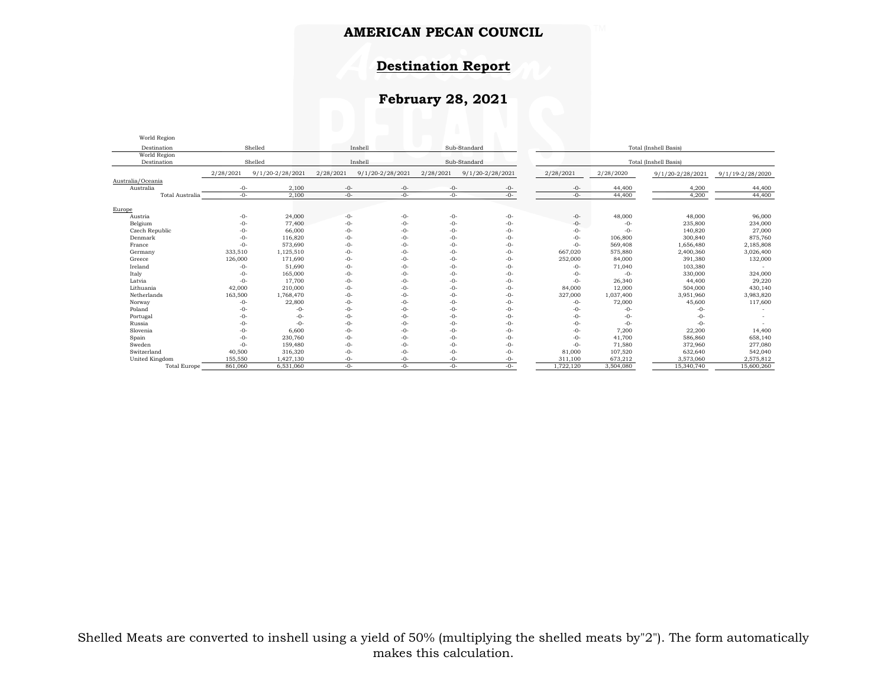# AMERICAN PECAN COUNCIL

## Destination Report

### February 28, 2021

| World Region Destination | Shelled | | Inshell | | Sub-Standard | | Total (Inshell Basis) | | | |
|---|---|---|---|---|---|---|---|---|---|---|
| | 2/28/2021 | 9/1/20-2/28/2021 | 2/28/2021 | 9/1/20-2/28/2021 | 2/28/2021 | 9/1/20-2/28/2021 | 2/28/2021 | 2/28/2020 | 9/1/20-2/28/2021 | 9/1/19-2/28/2020 |
| Australia/Oceania | | | | | | | | | | |
| Australia | -0- | 2,100 | -0- | -0- | -0- | -0- | -0- | 44,400 | 4,200 | 44,400 |
| Total Australia | -0- | 2,100 | -0- | -0- | -0- | -0- | -0- | 44,400 | 4,200 | 44,400 |
| Europe | | | | | | | | | | |
| Austria | -0- | 24,000 | -0- | -0- | -0- | -0- | -0- | 48,000 | 48,000 | 96,000 |
| Belgium | -0- | 77,400 | -0- | -0- | -0- | -0- | -0- | -0- | 235,800 | 234,000 |
| Czech Republic | -0- | 66,000 | -0- | -0- | -0- | -0- | -0- | -0- | 140,820 | 27,000 |
| Denmark | -0- | 116,820 | -0- | -0- | -0- | -0- | -0- | 106,800 | 300,840 | 875,760 |
| France | -0- | 573,690 | -0- | -0- | -0- | -0- | -0- | 569,408 | 1,656,480 | 2,185,808 |
| Germany | 333,510 | 1,125,510 | -0- | -0- | -0- | -0- | 667,020 | 575,880 | 2,400,360 | 3,026,400 |
| Greece | 126,000 | 171,690 | -0- | -0- | -0- | -0- | 252,000 | 84,000 | 391,380 | 132,000 |
| Ireland | -0- | 51,690 | -0- | -0- | -0- | -0- | -0- | 71,040 | 103,380 | - |
| Italy | -0- | 165,000 | -0- | -0- | -0- | -0- | -0- | -0- | 330,000 | 324,000 |
| Latvia | -0- | 17,700 | -0- | -0- | -0- | -0- | -0- | 26,340 | 44,400 | 29,220 |
| Lithuania | 42,000 | 210,000 | -0- | -0- | -0- | -0- | 84,000 | 12,000 | 504,000 | 430,140 |
| Netherlands | 163,500 | 1,768,470 | -0- | -0- | -0- | -0- | 327,000 | 1,037,400 | 3,951,960 | 3,983,820 |
| Norway | -0- | 22,800 | -0- | -0- | -0- | -0- | -0- | 72,000 | 45,600 | 117,600 |
| Poland | -0- | -0- | -0- | -0- | -0- | -0- | -0- | -0- | -0- | - |
| Portugal | -0- | -0- | -0- | -0- | -0- | -0- | -0- | -0- | -0- | - |
| Russia | -0- | -0- | -0- | -0- | -0- | -0- | -0- | -0- | -0- | - |
| Slovenia | -0- | 6,600 | -0- | -0- | -0- | -0- | -0- | 7,200 | 22,200 | 14,400 |
| Spain | -0- | 230,760 | -0- | -0- | -0- | -0- | -0- | 41,700 | 586,860 | 658,140 |
| Sweden | -0- | 159,480 | -0- | -0- | -0- | -0- | -0- | 71,580 | 372,960 | 277,080 |
| Switzerland | 40,500 | 316,320 | -0- | -0- | -0- | -0- | 81,000 | 107,520 | 632,640 | 542,040 |
| United Kingdom | 155,550 | 1,427,130 | -0- | -0- | -0- | -0- | 311,100 | 673,212 | 3,573,060 | 2,575,812 |
| Total Europe | 861,060 | 6,531,060 | -0- | -0- | -0- | -0- | 1,722,120 | 3,504,080 | 15,340,740 | 15,600,260 |

Shelled Meats are converted to inshell using a yield of 50% (multiplying the shelled meats by"2"). The form automatically makes this calculation.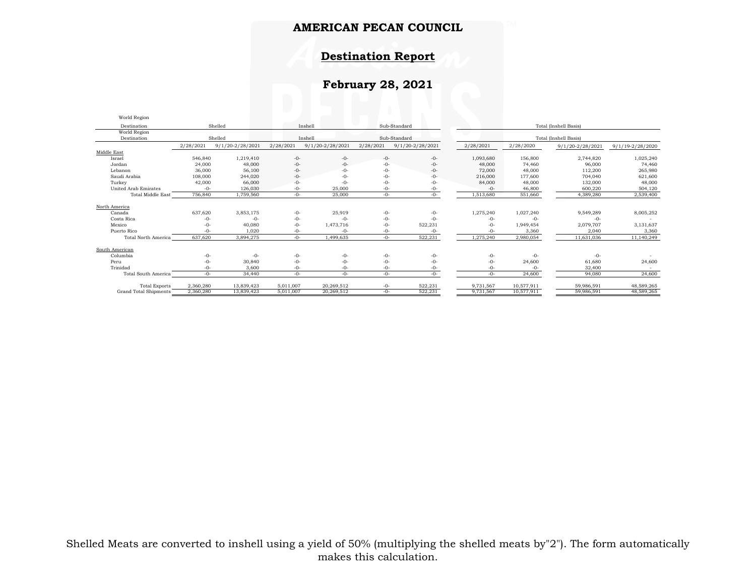# AMERICAN PECAN COUNCIL

## Destination Report

### February 28, 2021

| World Region Destination | Shelled | | Inshell | | Sub-Standard | | Total (Inshell Basis) | | | |
|---|---|---|---|---|---|---|---|---|---|---|
| | 2/28/2021 | 9/1/20-2/28/2021 | 2/28/2021 | 9/1/20-2/28/2021 | 2/28/2021 | 9/1/20-2/28/2021 | 2/28/2021 | 2/28/2020 | 9/1/20-2/28/2021 | 9/1/19-2/28/2020 |
| Middle East | | | | | | | | | | |
| Israel | 546,840 | 1,219,410 | -0- | -0- | -0- | -0- | 1,093,680 | 156,800 | 2,744,820 | 1,025,240 |
| Jordan | 24,000 | 48,000 | -0- | -0- | -0- | -0- | 48,000 | 74,460 | 96,000 | 74,460 |
| Lebanon | 36,000 | 56,100 | -0- | -0- | -0- | -0- | 72,000 | 48,000 | 112,200 | 265,980 |
| Saudi Arabia | 108,000 | 244,020 | -0- | -0- | -0- | -0- | 216,000 | 177,600 | 704,040 | 621,600 |
| Turkey | 42,000 | 66,000 | -0- | -0- | -0- | -0- | 84,000 | 48,000 | 132,000 | 48,000 |
| United Arab Emirates | -0- | 126,030 | -0- | 25,000 | -0- | -0- | -0- | 46,800 | 600,220 | 504,120 |
| Total Middle East | 756,840 | 1,759,560 | -0- | 25,000 | -0- | -0- | 1,513,680 | 551,660 | 4,389,280 | 2,539,400 |
| North America | | | | | | | | | | |
| Canada | 637,620 | 3,853,175 | -0- | 25,919 | -0- | -0- | 1,275,240 | 1,027,240 | 9,549,289 | 8,005,252 |
| Costa Rica | -0- | -0- | -0- | -0- | -0- | -0- | -0- | -0- | -0- | - |
| Mexico | -0- | 40,080 | -0- | 1,473,716 | -0- | 522,231 | -0- | 1,949,454 | 2,079,707 | 3,131,637 |
| Puerto Rico | -0- | 1,020 | -0- | -0- | -0- | -0- | -0- | 3,360 | 2,040 | 3,360 |
| Total North America | 637,620 | 3,894,275 | -0- | 1,499,635 | -0- | 522,231 | 1,275,240 | 2,980,054 | 11,631,036 | 11,140,249 |
| South American | | | | | | | | | | |
| Columbia | -0- | -0- | -0- | -0- | -0- | -0- | -0- | -0- | -0- | - |
| Peru | -0- | 30,840 | -0- | -0- | -0- | -0- | -0- | 24,600 | 61,680 | 24,600 |
| Trinidad | -0- | 3,600 | -0- | -0- | -0- | -0- | -0- | -0- | 32,400 | - |
| Total South America | -0- | 34,440 | -0- | -0- | -0- | -0- | -0- | 24,600 | 94,080 | 24,600 |
| Total Exports | 2,360,280 | 13,839,423 | 5,011,007 | 20,269,512 | -0- | 522,231 | 9,731,567 | 10,577,911 | 59,986,591 | 48,589,265 |
| Grand Total Shipments | 2,360,280 | 13,839,423 | 5,011,007 | 20,269,512 | -0- | 522,231 | 9,731,567 | 10,577,911 | 59,986,591 | 48,589,265 |

Shelled Meats are converted to inshell using a yield of 50% (multiplying the shelled meats by"2"). The form automatically makes this calculation.